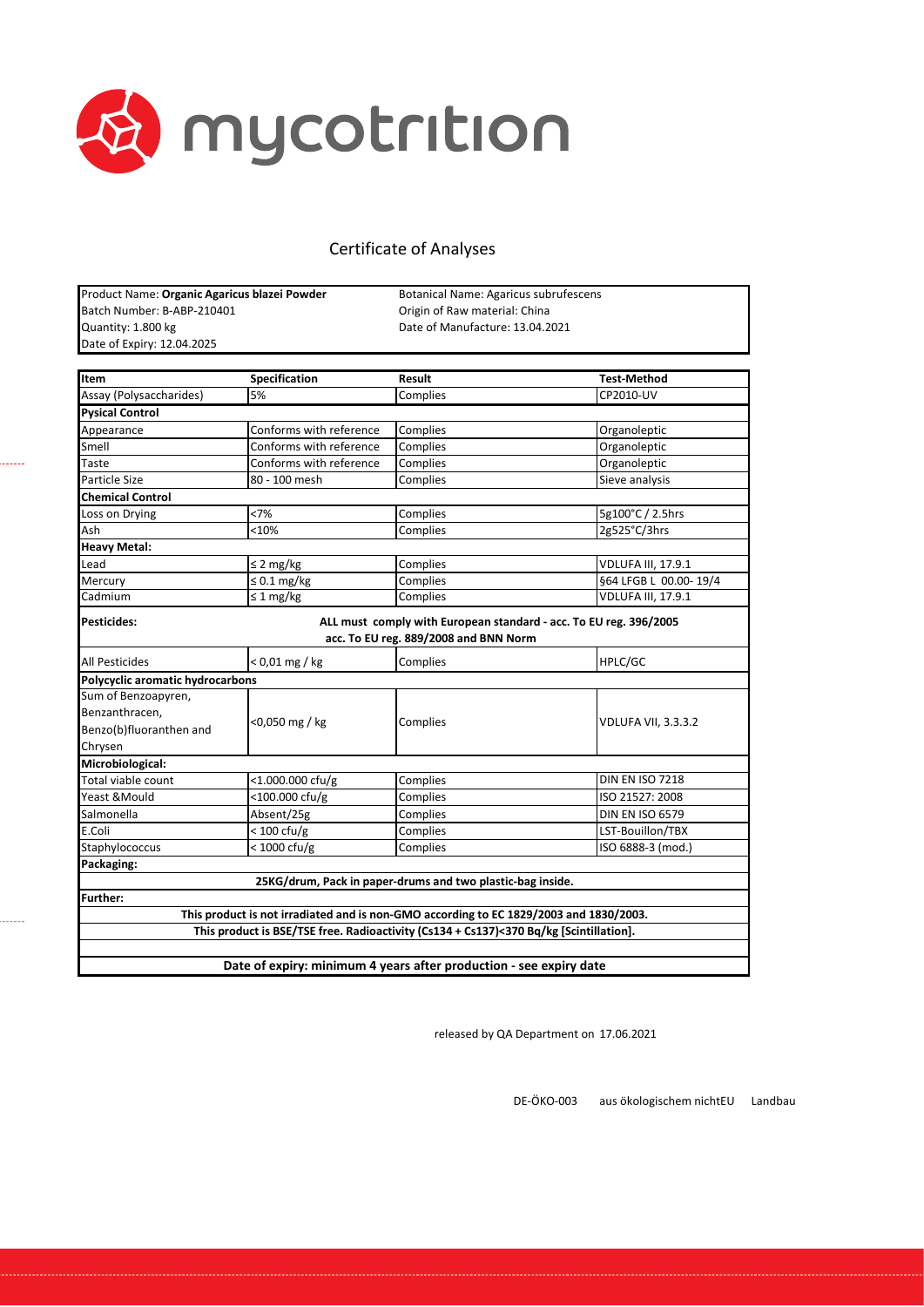mycotrition

# Certificate of Analyses

| | |
|---|---|
| Product Name: **Organic Agaricus blazei Powder** | Botanical Name: Agaricus subrufescens |
| Batch Number: B-ABP-210401 | Origin of Raw material: China |
| Quantity: 1.800 kg | Date of Manufacture: 13.04.2021 |
| Date of Expiry: 12.04.2025 | |

| Item | Specification | Result | Test-Method |
|---|---|---|---|
| Assay (Polysaccharides) | 5% | Complies | CP2010-UV |
| **Pysical Control** | | | |
| Appearance | Conforms with reference | Complies | Organoleptic |
| Smell | Conforms with reference | Complies | Organoleptic |
| Taste | Conforms with reference | Complies | Organoleptic |
| Particle Size | 80 - 100 mesh | Complies | Sieve analysis |
| **Chemical Control** | | | |
| Loss on Drying | <7% | Complies | 5g100°C / 2.5hrs |
| Ash | <10% | Complies | 2g525°C/3hrs |
| **Heavy Metal:** | | | |
| Lead | ≤ 2 mg/kg | Complies | VDLUFA III, 17.9.1 |
| Mercury | ≤ 0.1 mg/kg | Complies | §64 LFGB L 00.00- 19/4 |
| Cadmium | ≤ 1 mg/kg | Complies | VDLUFA III, 17.9.1 |
| **Pesticides:** | **ALL must comply with European standard - acc. To EU reg. 396/2005 acc. To EU reg. 889/2008 and BNN Norm** | | |
| All Pesticides | < 0,01 mg / kg | Complies | HPLC/GC |
| **Polycyclic aromatic hydrocarbons** | | | |
| Sum of Benzoapyren, Benzanthracen, Benzo(b)fluoranthen and Chrysen | <0,050 mg / kg | Complies | VDLUFA VII, 3.3.3.2 |
| **Microbiological:** | | | |
| Total viable count | <1.000.000 cfu/g | Complies | DIN EN ISO 7218 |
| Yeast &Mould | <100.000 cfu/g | Complies | ISO 21527: 2008 |
| Salmonella | Absent/25g | Complies | DIN EN ISO 6579 |
| E.Coli | < 100 cfu/g | Complies | LST-Bouillon/TBX |
| Staphylococcus | < 1000 cfu/g | Complies | ISO 6888-3 (mod.) |
| **Packaging:** | | | |
| **25KG/drum, Pack in paper-drums and two plastic-bag inside.** | | | |
| **Further:** | | | |
| **This product is not irradiated and is non-GMO according to EC 1829/2003 and 1830/2003.** | | | |
| **This product is BSE/TSE free. Radioactivity (Cs134 + Cs137)<370 Bq/kg [Scintillation].** | | | |
| **Date of expiry: minimum 4 years after production - see expiry date** | | | |

released by QA Department on 17.06.2021

DE-ÖKO-003 aus ökologischem nichtEU Landbau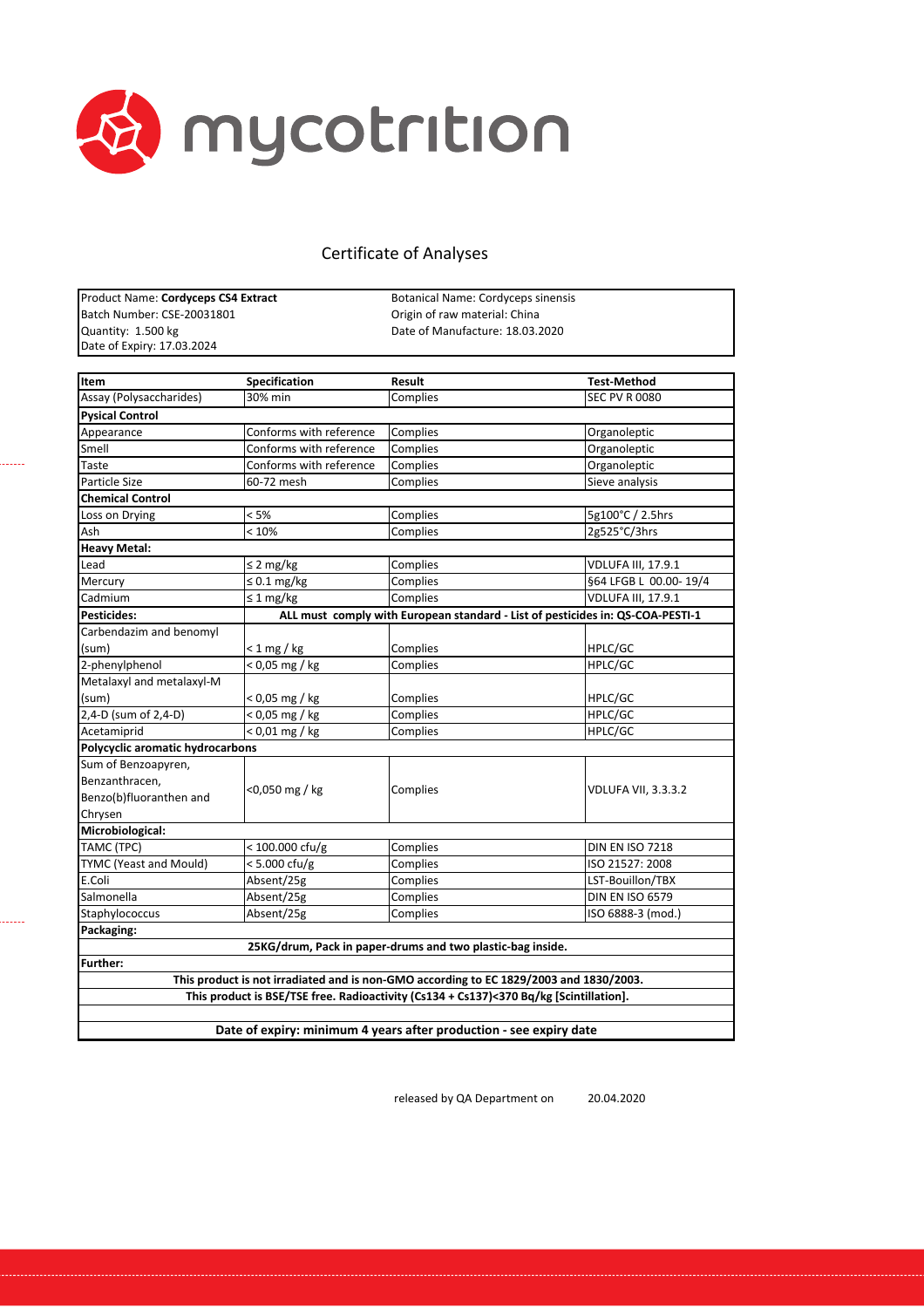mycotrition

# Certificate of Analyses

| Product Name: **Cordyceps CS4 Extract** | Botanical Name: Cordyceps sinensis |
|---|---|
| Batch Number: CSE-20031801 | Origin of raw material: China |
| Quantity: 1.500 kg | Date of Manufacture: 18.03.2020 |
| Date of Expiry: 17.03.2024 | |

| Item | Specification | Result | Test-Method |
|---|---|---|---|
| Assay (Polysaccharides) | 30% min | Complies | SEC PV R 0080 |
| **Pysical Control** | | | |
| Appearance | Conforms with reference | Complies | Organoleptic |
| Smell | Conforms with reference | Complies | Organoleptic |
| Taste | Conforms with reference | Complies | Organoleptic |
| Particle Size | 60-72 mesh | Complies | Sieve analysis |
| **Chemical Control** | | | |
| Loss on Drying | < 5% | Complies | 5g100°C / 2.5hrs |
| Ash | < 10% | Complies | 2g525°C/3hrs |
| **Heavy Metal:** | | | |
| Lead | ≤ 2 mg/kg | Complies | VDLUFA III, 17.9.1 |
| Mercury | ≤ 0.1 mg/kg | Complies | §64 LFGB L 00.00- 19/4 |
| Cadmium | ≤ 1 mg/kg | Complies | VDLUFA III, 17.9.1 |
| **Pesticides:** | **ALL must comply with European standard - List of pesticides in: QS-COA-PESTI-1** | | |
| Carbendazim and benomyl (sum) | < 1 mg / kg | Complies | HPLC/GC |
| 2-phenylphenol | < 0,05 mg / kg | Complies | HPLC/GC |
| Metalaxyl and metalaxyl-M (sum) | < 0,05 mg / kg | Complies | HPLC/GC |
| 2,4-D (sum of 2,4-D) | < 0,05 mg / kg | Complies | HPLC/GC |
| Acetamiprid | < 0,01 mg / kg | Complies | HPLC/GC |
| **Polycyclic aromatic hydrocarbons** | | | |
| Sum of Benzoapyren, Benzanthracen, Benzo(b)fluoranthen and Chrysen | <0,050 mg / kg | Complies | VDLUFA VII, 3.3.3.2 |
| **Microbiological:** | | | |
| TAMC (TPC) | < 100.000 cfu/g | Complies | DIN EN ISO 7218 |
| TYMC (Yeast and Mould) | < 5.000 cfu/g | Complies | ISO 21527: 2008 |
| E.Coli | Absent/25g | Complies | LST-Bouillon/TBX |
| Salmonella | Absent/25g | Complies | DIN EN ISO 6579 |
| Staphylococcus | Absent/25g | Complies | ISO 6888-3 (mod.) |
| **Packaging:** | | | |
| **25KG/drum, Pack in paper-drums and two plastic-bag inside.** | | | |
| **Further:** | | | |
| **This product is not irradiated and is non-GMO according to EC 1829/2003 and 1830/2003.** | | | |
| **This product is BSE/TSE free. Radioactivity (Cs134 + Cs137)<370 Bq/kg [Scintillation].** | | | |
| **Date of expiry: minimum 4 years after production - see expiry date** | | | |

released by QA Department on 20.04.2020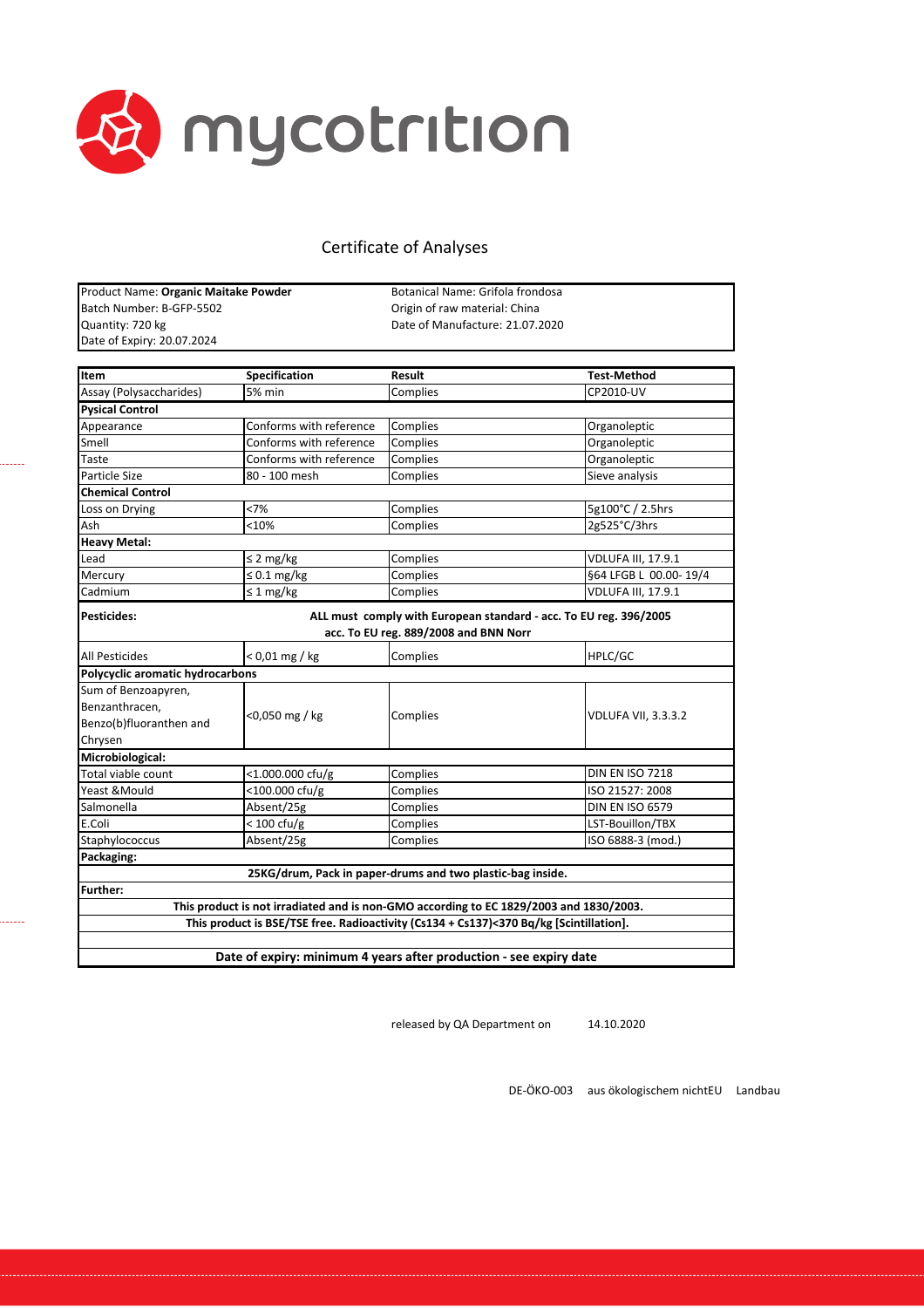mycotrition

# Certificate of Analyses

| Product Name: **Organic Maitake Powder** | Botanical Name: Grifola frondosa |
|---|---|
| Batch Number: B-GFP-5502 | Origin of raw material: China |
| Quantity: 720 kg | Date of Manufacture: 21.07.2020 |
| Date of Expiry: 20.07.2024 | |

| Item | Specification | Result | Test-Method |
|---|---|---|---|
| Assay (Polysaccharides) | 5% min | Complies | CP2010-UV |
| **Pysical Control** | | | |
| Appearance | Conforms with reference | Complies | Organoleptic |
| Smell | Conforms with reference | Complies | Organoleptic |
| Taste | Conforms with reference | Complies | Organoleptic |
| Particle Size | 80 - 100 mesh | Complies | Sieve analysis |
| **Chemical Control** | | | |
| Loss on Drying | <7% | Complies | 5g100°C / 2.5hrs |
| Ash | <10% | Complies | 2g525°C/3hrs |
| **Heavy Metal:** | | | |
| Lead | ≤ 2 mg/kg | Complies | VDLUFA III, 17.9.1 |
| Mercury | ≤ 0.1 mg/kg | Complies | §64 LFGB L 00.00- 19/4 |
| Cadmium | ≤ 1 mg/kg | Complies | VDLUFA III, 17.9.1 |
| **Pesticides:** | **ALL must comply with European standard - acc. To EU reg. 396/2005 acc. To EU reg. 889/2008 and BNN Norr** | | |
| All Pesticides | < 0,01 mg / kg | Complies | HPLC/GC |
| **Polycyclic aromatic hydrocarbons** | | | |
| Sum of Benzoapyren, Benzanthracen, Benzo(b)fluoranthen and Chrysen | <0,050 mg / kg | Complies | VDLUFA VII, 3.3.3.2 |
| **Microbiological:** | | | |
| Total viable count | <1.000.000 cfu/g | Complies | DIN EN ISO 7218 |
| Yeast &Mould | <100.000 cfu/g | Complies | ISO 21527: 2008 |
| Salmonella | Absent/25g | Complies | DIN EN ISO 6579 |
| E.Coli | < 100 cfu/g | Complies | LST-Bouillon/TBX |
| Staphylococcus | Absent/25g | Complies | ISO 6888-3 (mod.) |
| **Packaging:** | | | |
| **25KG/drum, Pack in paper-drums and two plastic-bag inside.** | | | |
| **Further:** | | | |
| **This product is not irradiated and is non-GMO according to EC 1829/2003 and 1830/2003.** | | | |
| **This product is BSE/TSE free. Radioactivity (Cs134 + Cs137)<370 Bq/kg [Scintillation].** | | | |
| **Date of expiry: minimum 4 years after production - see expiry date** | | | |

released by QA Department on 14.10.2020

DE-ÖKO-003 aus ökologischem nichtEU Landbau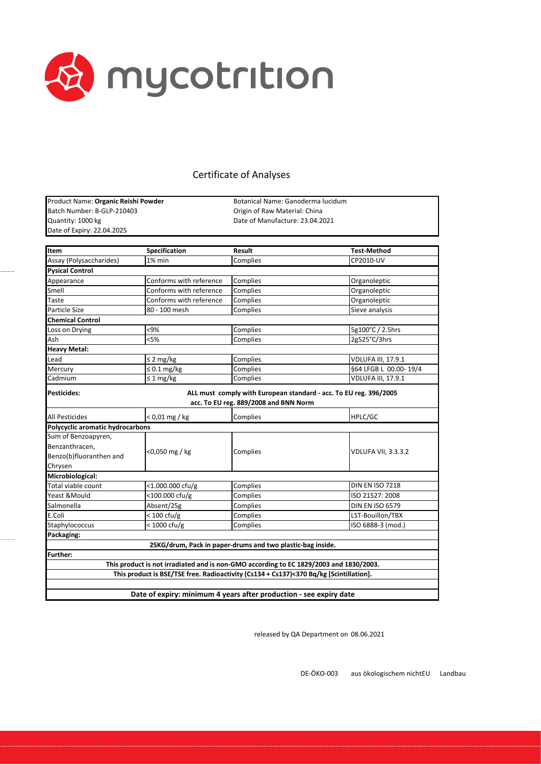mycotrition

# Certificate of Analyses

| Product Name: **Organic Reishi Powder** | Botanical Name: Ganoderma lucidum |
|---|---|
| Batch Number: B-GLP-210403 | Origin of Raw Material: China |
| Quantity: 1000 kg | Date of Manufacture: 23.04.2021 |
| Date of Expiry: 22.04.2025 | |

| Item | Specification | Result | Test-Method |
|---|---|---|---|
| Assay (Polysaccharides) | 1% min | Complies | CP2010-UV |
| **Pysical Control** | | | |
| Appearance | Conforms with reference | Complies | Organoleptic |
| Smell | Conforms with reference | Complies | Organoleptic |
| Taste | Conforms with reference | Complies | Organoleptic |
| Particle Size | 80 - 100 mesh | Complies | Sieve analysis |
| **Chemical Control** | | | |
| Loss on Drying | <9% | Complies | 5g100°C / 2.5hrs |
| Ash | <5% | Complies | 2g525°C/3hrs |
| **Heavy Metal:** | | | |
| Lead | ≤ 2 mg/kg | Complies | VDLUFA III, 17.9.1 |
| Mercury | ≤ 0.1 mg/kg | Complies | §64 LFGB L 00.00- 19/4 |
| Cadmium | ≤ 1 mg/kg | Complies | VDLUFA III, 17.9.1 |
| **Pesticides:** | **ALL must comply with European standard - acc. To EU reg. 396/2005 acc. To EU reg. 889/2008 and BNN Norm** | | |
| All Pesticides | < 0,01 mg / kg | Complies | HPLC/GC |
| **Polycyclic aromatic hydrocarbons** | | | |
| Sum of Benzoapyren, Benzanthracen, Benzo(b)fluoranthen and Chrysen | <0,050 mg / kg | Complies | VDLUFA VII, 3.3.3.2 |
| **Microbiological:** | | | |
| Total viable count | <1.000.000 cfu/g | Complies | DIN EN ISO 7218 |
| Yeast &Mould | <100.000 cfu/g | Complies | ISO 21527: 2008 |
| Salmonella | Absent/25g | Complies | DIN EN ISO 6579 |
| E.Coli | < 100 cfu/g | Complies | LST-Bouillon/TBX |
| Staphylococcus | < 1000 cfu/g | Complies | ISO 6888-3 (mod.) |
| **Packaging:** | | | |
| **25KG/drum, Pack in paper-drums and two plastic-bag inside.** | | | |
| **Further:** | | | |
| **This product is not irradiated and is non-GMO according to EC 1829/2003 and 1830/2003.** | | | |
| **This product is BSE/TSE free. Radioactivity (Cs134 + Cs137)<370 Bq/kg [Scintillation].** | | | |
| **Date of expiry: minimum 4 years after production - see expiry date** | | | |

released by QA Department on 08.06.2021

DE-ÖKO-003 aus ökologischem nichtEU Landbau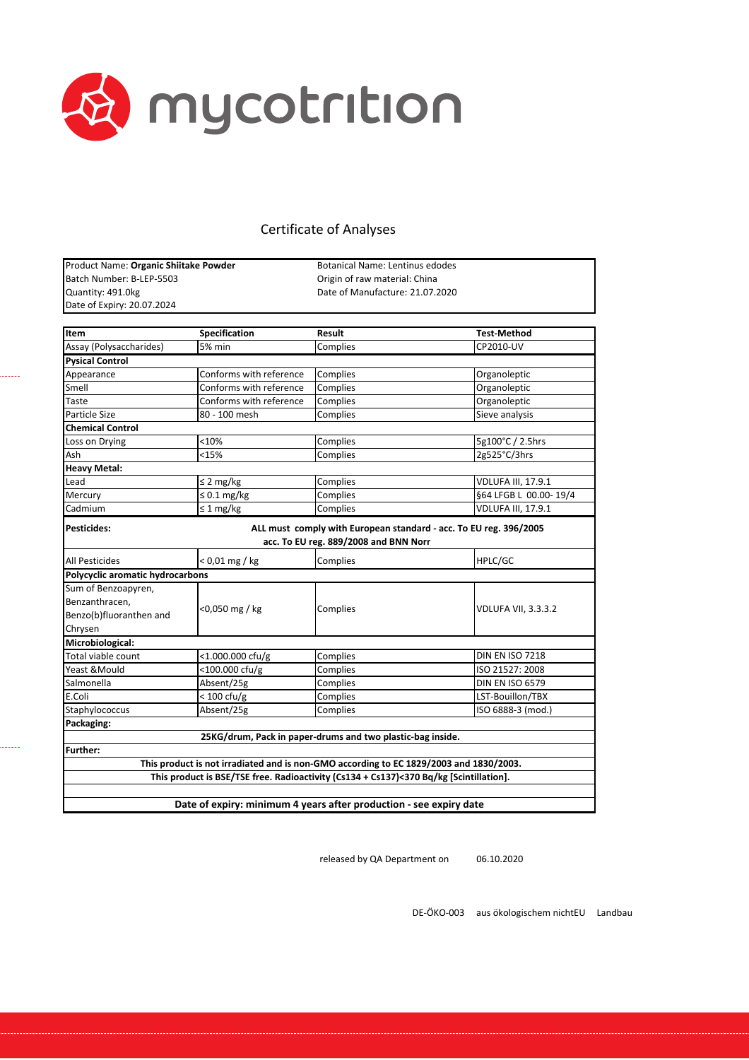mycotrition

## Certificate of Analyses

| | |
|---|---|
| Product Name: **Organic Shiitake Powder** | Botanical Name: Lentinus edodes |
| Batch Number: B-LEP-5503 | Origin of raw material: China |
| Quantity: 491.0kg | Date of Manufacture: 21.07.2020 |
| Date of Expiry: 20.07.2024 | |

| Item | Specification | Result | Test-Method |
|---|---|---|---|
| Assay (Polysaccharides) | 5% min | Complies | CP2010-UV |
| **Pysical Control** | | | |
| Appearance | Conforms with reference | Complies | Organoleptic |
| Smell | Conforms with reference | Complies | Organoleptic |
| Taste | Conforms with reference | Complies | Organoleptic |
| Particle Size | 80 - 100 mesh | Complies | Sieve analysis |
| **Chemical Control** | | | |
| Loss on Drying | <10% | Complies | 5g100°C / 2.5hrs |
| Ash | <15% | Complies | 2g525°C/3hrs |
| **Heavy Metal:** | | | |
| Lead | ≤ 2 mg/kg | Complies | VDLUFA III, 17.9.1 |
| Mercury | ≤ 0.1 mg/kg | Complies | §64 LFGB L 00.00- 19/4 |
| Cadmium | ≤ 1 mg/kg | Complies | VDLUFA III, 17.9.1 |
| **Pesticides:** | **ALL must comply with European standard - acc. To EU reg. 396/2005 acc. To EU reg. 889/2008 and BNN Norr** | | |
| All Pesticides | < 0,01 mg / kg | Complies | HPLC/GC |
| **Polycyclic aromatic hydrocarbons** | | | |
| Sum of Benzoapyren, Benzanthracen, Benzo(b)fluoranthen and Chrysen | <0,050 mg / kg | Complies | VDLUFA VII, 3.3.3.2 |
| **Microbiological:** | | | |
| Total viable count | <1.000.000 cfu/g | Complies | DIN EN ISO 7218 |
| Yeast &Mould | <100.000 cfu/g | Complies | ISO 21527: 2008 |
| Salmonella | Absent/25g | Complies | DIN EN ISO 6579 |
| E.Coli | < 100 cfu/g | Complies | LST-Bouillon/TBX |
| Staphylococcus | Absent/25g | Complies | ISO 6888-3 (mod.) |
| **Packaging:** | | | |
| **25KG/drum, Pack in paper-drums and two plastic-bag inside.** | | | |
| **Further:** | | | |
| **This product is not irradiated and is non-GMO according to EC 1829/2003 and 1830/2003.** | | | |
| **This product is BSE/TSE free. Radioactivity (Cs134 + Cs137)<370 Bq/kg [Scintillation].** | | | |
| **Date of expiry: minimum 4 years after production - see expiry date** | | | |

released by QA Department on 06.10.2020

DE-ÖKO-003 aus ökologischem nichtEU Landbau